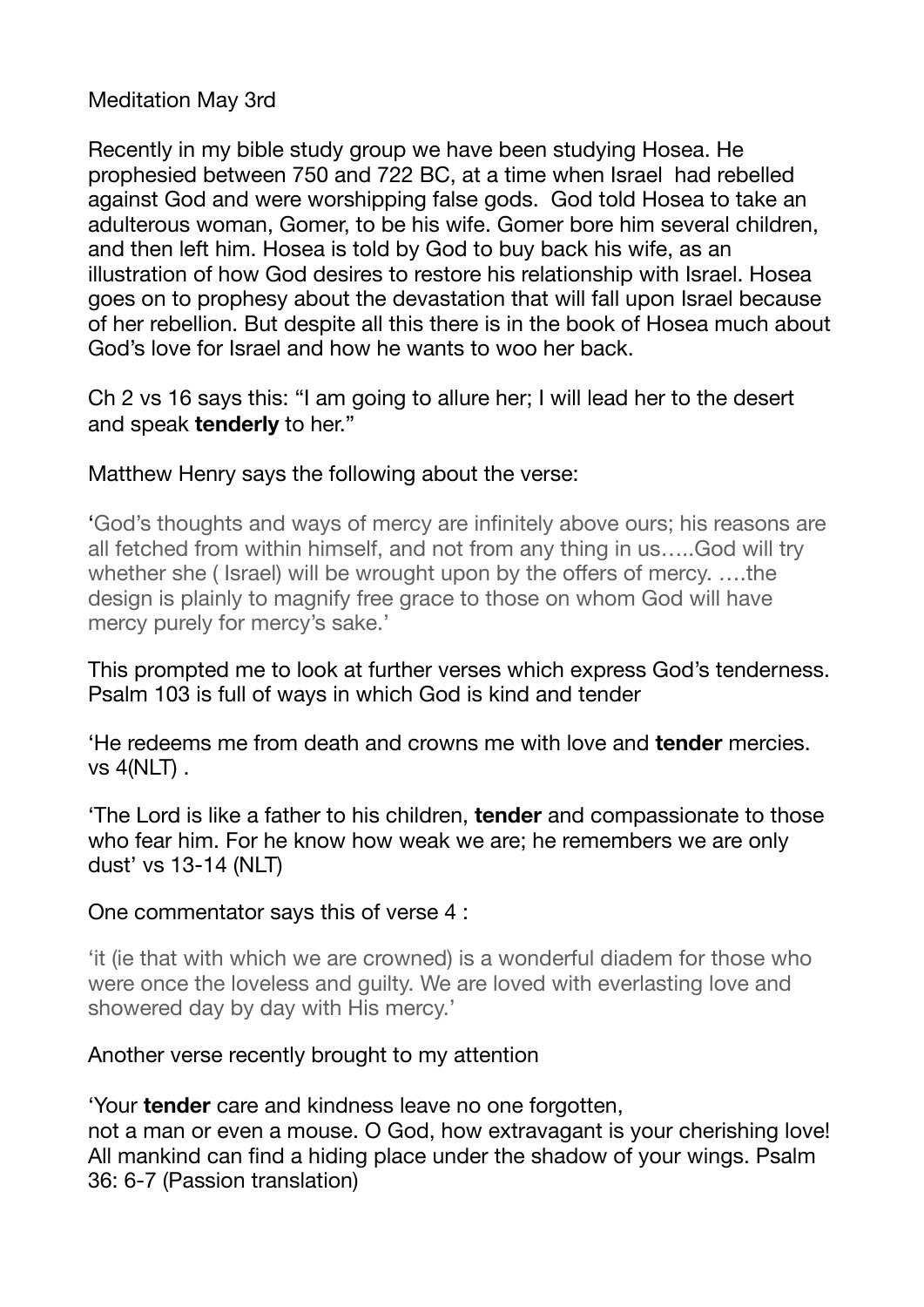Meditation May 3rd

Recently in my bible study group we have been studying Hosea. He prophesied between 750 and 722 BC, at a time when Israel had rebelled against God and were worshipping false gods. God told Hosea to take an adulterous woman, Gomer, to be his wife. Gomer bore him several children, and then left him. Hosea is told by God to buy back his wife, as an illustration of how God desires to restore his relationship with Israel. Hosea goes on to prophesy about the devastation that will fall upon Israel because of her rebellion. But despite all this there is in the book of Hosea much about God's love for Israel and how he wants to woo her back.

Ch 2 vs 16 says this: "I am going to allure her; I will lead her to the desert and speak **tenderly** to her."

Matthew Henry says the following about the verse:

'God's thoughts and ways of mercy are infinitely above ours; his reasons are all fetched from within himself, and not from any thing in us…..God will try whether she ( Israel) will be wrought upon by the offers of mercy. ….the design is plainly to magnify free grace to those on whom God will have mercy purely for mercy's sake.'

This prompted me to look at further verses which express God's tenderness. Psalm 103 is full of ways in which God is kind and tender

'He redeems me from death and crowns me with love and **tender** mercies. vs 4(NLT) .

'The Lord is like a father to his children, **tender** and compassionate to those who fear him. For he know how weak we are; he remembers we are only dust' vs 13-14 (NLT)

One commentator says this of verse 4 :

'it (ie that with which we are crowned) is a wonderful diadem for those who were once the loveless and guilty. We are loved with everlasting love and showered day by day with His mercy.'

Another verse recently brought to my attention

'Your **tender** care and kindness leave no one forgotten,
not a man or even a mouse. O God, how extravagant is your cherishing love! All mankind can find a hiding place under the shadow of your wings. Psalm 36: 6-7 (Passion translation)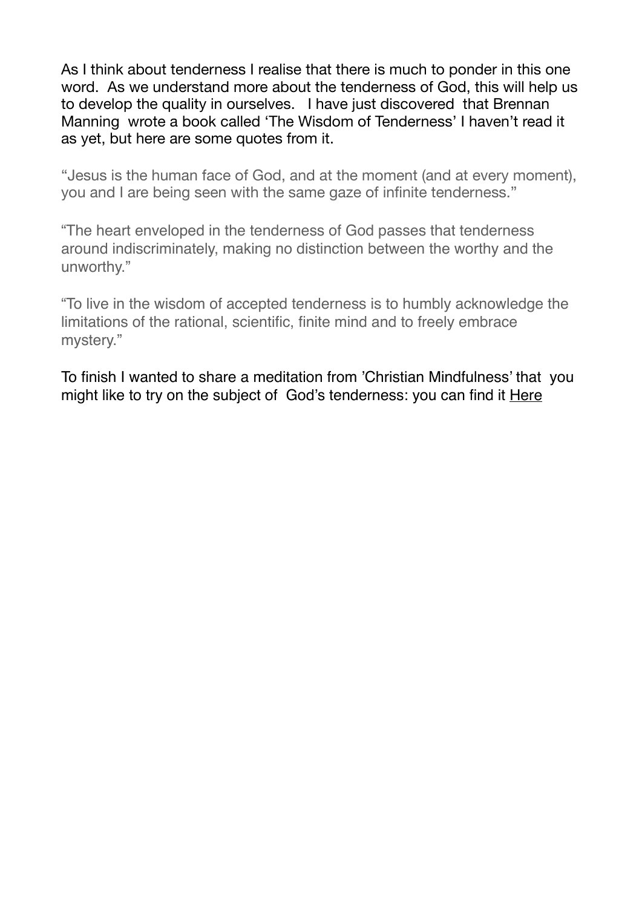As I think about tenderness I realise that there is much to ponder in this one word. As we understand more about the tenderness of God, this will help us to develop the quality in ourselves. I have just discovered that Brennan Manning wrote a book called 'The Wisdom of Tenderness' I haven't read it as yet, but here are some quotes from it.

"Jesus is the human face of God, and at the moment (and at every moment), you and I are being seen with the same gaze of infinite tenderness."

"The heart enveloped in the tenderness of God passes that tenderness around indiscriminately, making no distinction between the worthy and the unworthy."

"To live in the wisdom of accepted tenderness is to humbly acknowledge the limitations of the rational, scientific, finite mind and to freely embrace mystery."

To finish I wanted to share a meditation from 'Christian Mindfulness' that you might like to try on the subject of God's tenderness: you can find it Here